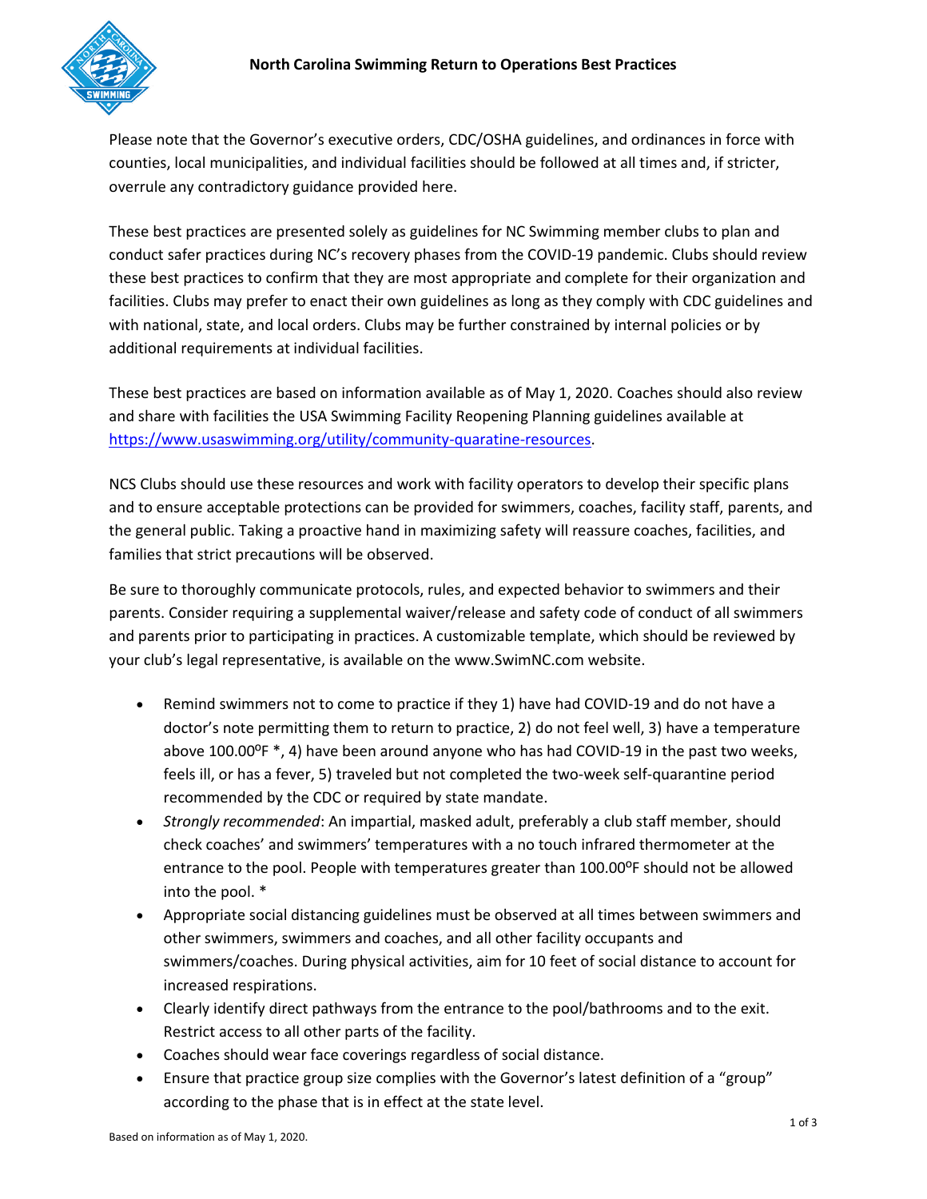# North Carolina Swimming Return to Operations Best Practices

Please note that the Governor's executive orders, CDC/OSHA guidelines, and ordinances in force with counties, local municipalities, and individual facilities should be followed at all times and, if stricter, overrule any contradictory guidance provided here.

These best practices are presented solely as guidelines for NC Swimming member clubs to plan and conduct safer practices during NC's recovery phases from the COVID-19 pandemic. Clubs should review these best practices to confirm that they are most appropriate and complete for their organization and facilities. Clubs may prefer to enact their own guidelines as long as they comply with CDC guidelines and with national, state, and local orders. Clubs may be further constrained by internal policies or by additional requirements at individual facilities.

These best practices are based on information available as of May 1, 2020. Coaches should also review and share with facilities the USA Swimming Facility Reopening Planning guidelines available at https://www.usaswimming.org/utility/community-quaratine-resources.

NCS Clubs should use these resources and work with facility operators to develop their specific plans and to ensure acceptable protections can be provided for swimmers, coaches, facility staff, parents, and the general public. Taking a proactive hand in maximizing safety will reassure coaches, facilities, and families that strict precautions will be observed.

Be sure to thoroughly communicate protocols, rules, and expected behavior to swimmers and their parents. Consider requiring a supplemental waiver/release and safety code of conduct of all swimmers and parents prior to participating in practices. A customizable template, which should be reviewed by your club's legal representative, is available on the www.SwimNC.com website.

- Remind swimmers not to come to practice if they 1) have had COVID-19 and do not have a doctor's note permitting them to return to practice, 2) do not feel well, 3) have a temperature above 100.00ºF *, 4) have been around anyone who has had COVID-19 in the past two weeks, feels ill, or has a fever, 5) traveled but not completed the two-week self-quarantine period recommended by the CDC or required by state mandate.
- *Strongly recommended*: An impartial, masked adult, preferably a club staff member, should check coaches' and swimmers' temperatures with a no touch infrared thermometer at the entrance to the pool. People with temperatures greater than 100.00ºF should not be allowed into the pool. *
- Appropriate social distancing guidelines must be observed at all times between swimmers and other swimmers, swimmers and coaches, and all other facility occupants and swimmers/coaches. During physical activities, aim for 10 feet of social distance to account for increased respirations.
- Clearly identify direct pathways from the entrance to the pool/bathrooms and to the exit. Restrict access to all other parts of the facility.
- Coaches should wear face coverings regardless of social distance.
- Ensure that practice group size complies with the Governor's latest definition of a "group" according to the phase that is in effect at the state level.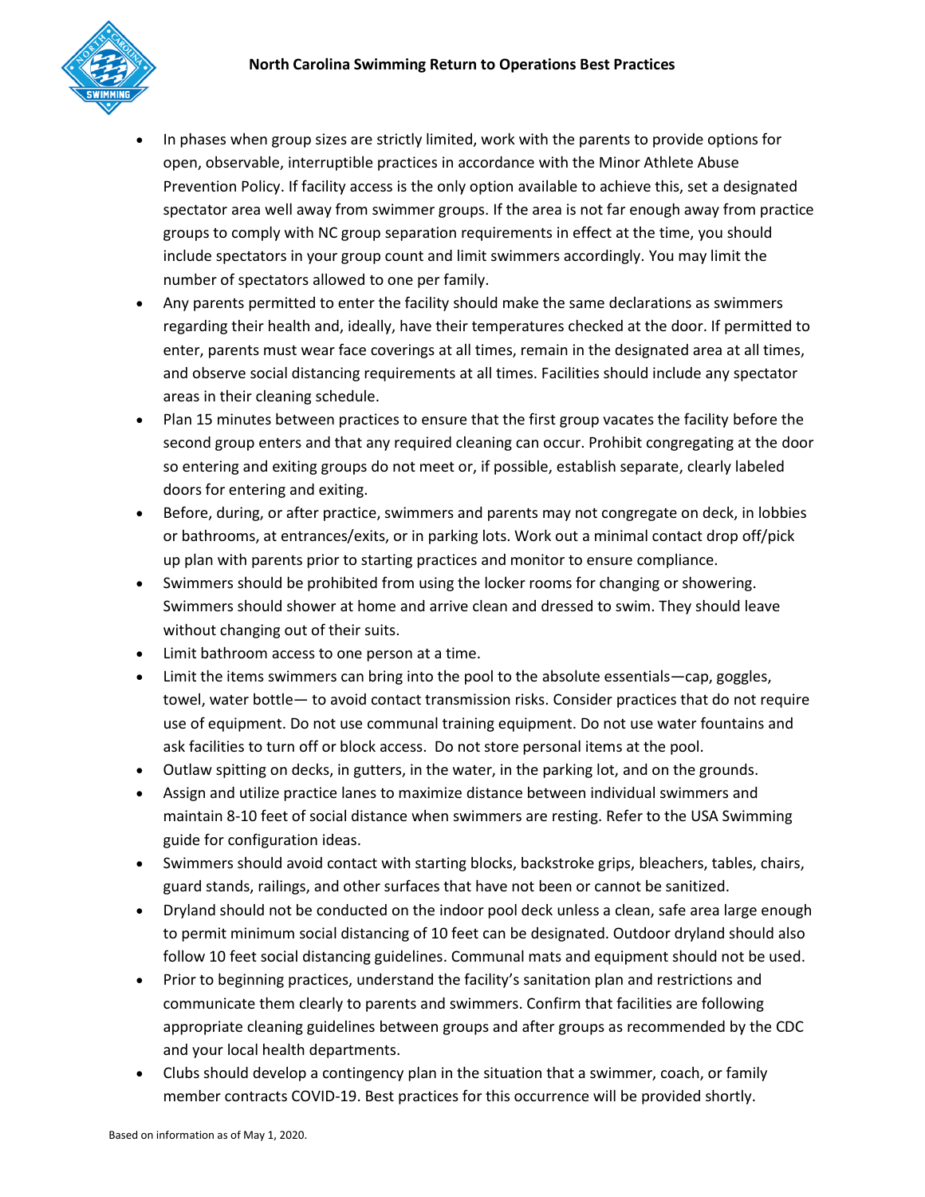- In phases when group sizes are strictly limited, work with the parents to provide options for open, observable, interruptible practices in accordance with the Minor Athlete Abuse Prevention Policy. If facility access is the only option available to achieve this, set a designated spectator area well away from swimmer groups. If the area is not far enough away from practice groups to comply with NC group separation requirements in effect at the time, you should include spectators in your group count and limit swimmers accordingly. You may limit the number of spectators allowed to one per family.
- Any parents permitted to enter the facility should make the same declarations as swimmers regarding their health and, ideally, have their temperatures checked at the door. If permitted to enter, parents must wear face coverings at all times, remain in the designated area at all times, and observe social distancing requirements at all times. Facilities should include any spectator areas in their cleaning schedule.
- Plan 15 minutes between practices to ensure that the first group vacates the facility before the second group enters and that any required cleaning can occur. Prohibit congregating at the door so entering and exiting groups do not meet or, if possible, establish separate, clearly labeled doors for entering and exiting.
- Before, during, or after practice, swimmers and parents may not congregate on deck, in lobbies or bathrooms, at entrances/exits, or in parking lots. Work out a minimal contact drop off/pick up plan with parents prior to starting practices and monitor to ensure compliance.
- Swimmers should be prohibited from using the locker rooms for changing or showering. Swimmers should shower at home and arrive clean and dressed to swim. They should leave without changing out of their suits.
- Limit bathroom access to one person at a time.
- Limit the items swimmers can bring into the pool to the absolute essentials—cap, goggles, towel, water bottle— to avoid contact transmission risks. Consider practices that do not require use of equipment. Do not use communal training equipment. Do not use water fountains and ask facilities to turn off or block access. Do not store personal items at the pool.
- Outlaw spitting on decks, in gutters, in the water, in the parking lot, and on the grounds.
- Assign and utilize practice lanes to maximize distance between individual swimmers and maintain 8-10 feet of social distance when swimmers are resting. Refer to the USA Swimming guide for configuration ideas.
- Swimmers should avoid contact with starting blocks, backstroke grips, bleachers, tables, chairs, guard stands, railings, and other surfaces that have not been or cannot be sanitized.
- Dryland should not be conducted on the indoor pool deck unless a clean, safe area large enough to permit minimum social distancing of 10 feet can be designated. Outdoor dryland should also follow 10 feet social distancing guidelines. Communal mats and equipment should not be used.
- Prior to beginning practices, understand the facility's sanitation plan and restrictions and communicate them clearly to parents and swimmers. Confirm that facilities are following appropriate cleaning guidelines between groups and after groups as recommended by the CDC and your local health departments.
- Clubs should develop a contingency plan in the situation that a swimmer, coach, or family member contracts COVID-19. Best practices for this occurrence will be provided shortly.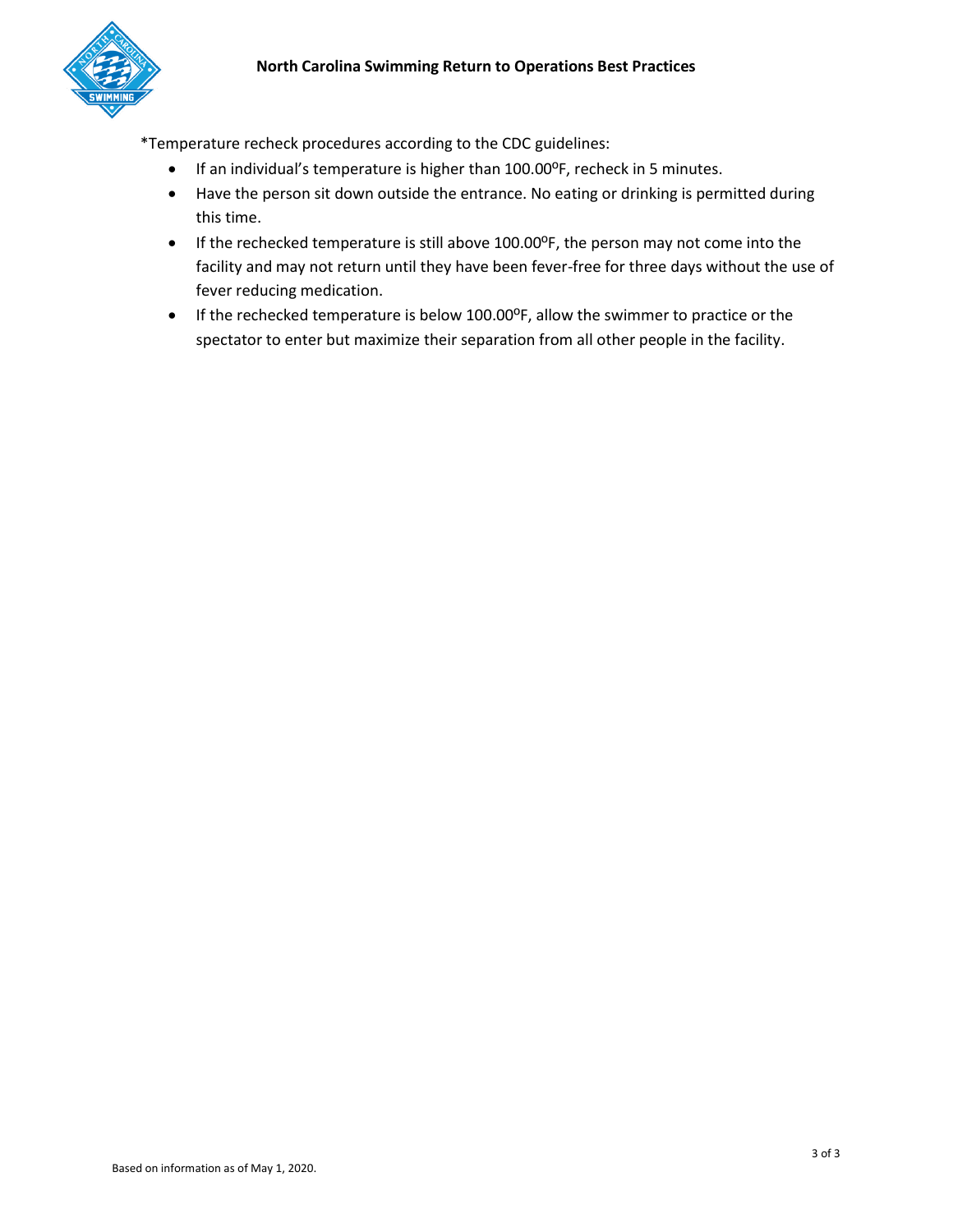*Temperature recheck procedures according to the CDC guidelines:

- If an individual's temperature is higher than 100.00ºF, recheck in 5 minutes.
- Have the person sit down outside the entrance. No eating or drinking is permitted during this time.
- If the rechecked temperature is still above 100.00ºF, the person may not come into the facility and may not return until they have been fever-free for three days without the use of fever reducing medication.
- If the rechecked temperature is below 100.00ºF, allow the swimmer to practice or the spectator to enter but maximize their separation from all other people in the facility.